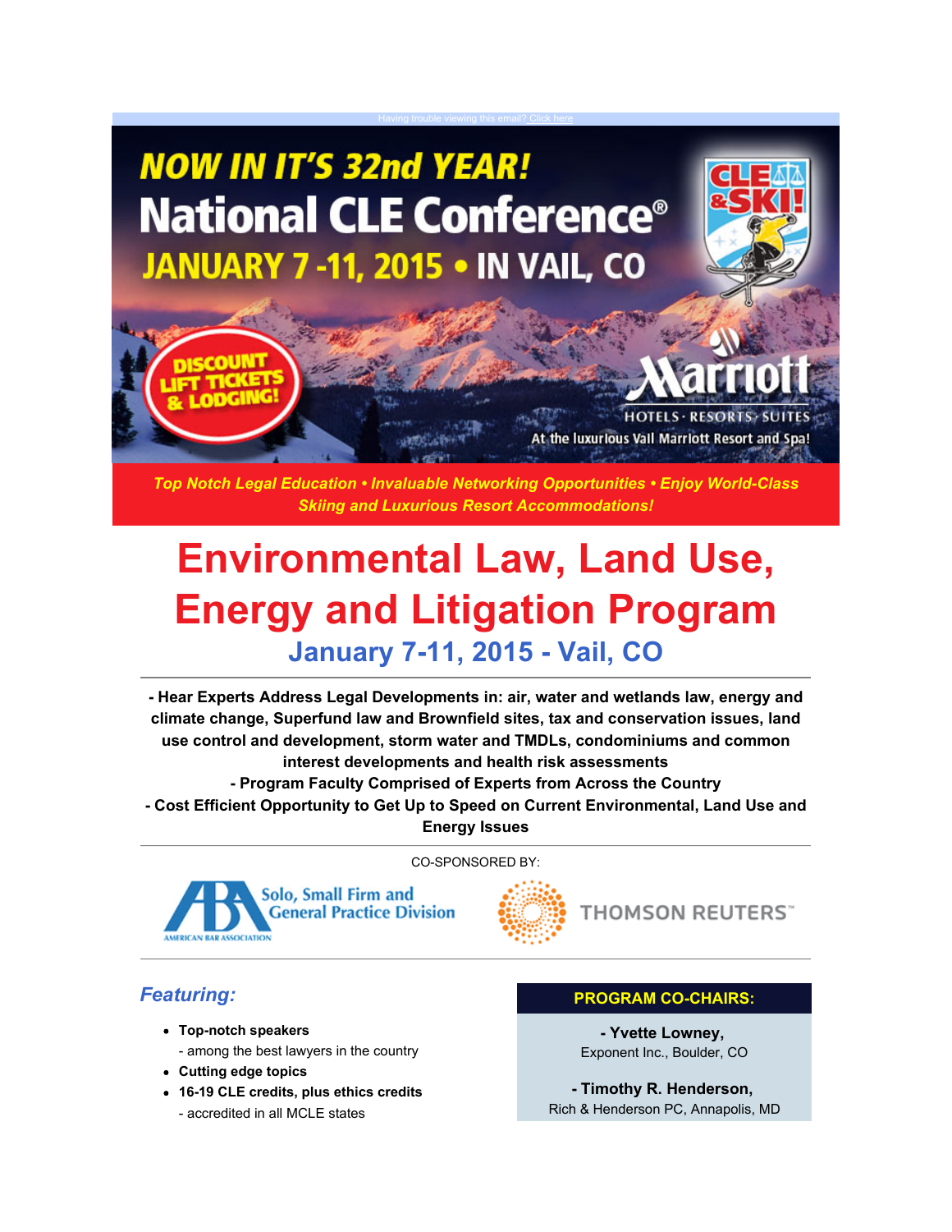Having trouble viewing this email? Click here

# NOW IN IT'S 32nd YEAR!

# National CLE Conference®

## JANUARY 7 -11, 2015 • IN VAIL, CO

CLE & SKI!

DISCOUNT LIFT TICKETS & LODGING!

Marriott HOTELS · RESORTS · SUITES

At the luxurious Vail Marriott Resort and Spa!

***Top Notch Legal Education • Invaluable Networking Opportunities • Enjoy World-Class Skiing and Luxurious Resort Accommodations!***

# Environmental Law, Land Use, Energy and Litigation Program

## January 7-11, 2015 - Vail, CO

---

**- Hear Experts Address Legal Developments in: air, water and wetlands law, energy and climate change, Superfund law and Brownfield sites, tax and conservation issues, land use control and development, storm water and TMDLs, condominiums and common interest developments and health risk assessments**

**- Program Faculty Comprised of Experts from Across the Country**

**- Cost Efficient Opportunity to Get Up to Speed on Current Environmental, Land Use and Energy Issues**

---

CO-SPONSORED BY:

ABA Solo, Small Firm and General Practice Division — AMERICAN BAR ASSOCIATION

THOMSON REUTERS™

---

### *Featuring:*

- **Top-notch speakers**
  - among the best lawyers in the country
- **Cutting edge topics**
- **16-19 CLE credits, plus ethics credits**
  - accredited in all MCLE states

### PROGRAM CO-CHAIRS:

**- Yvette Lowney,**
Exponent Inc., Boulder, CO

**- Timothy R. Henderson,**
Rich & Henderson PC, Annapolis, MD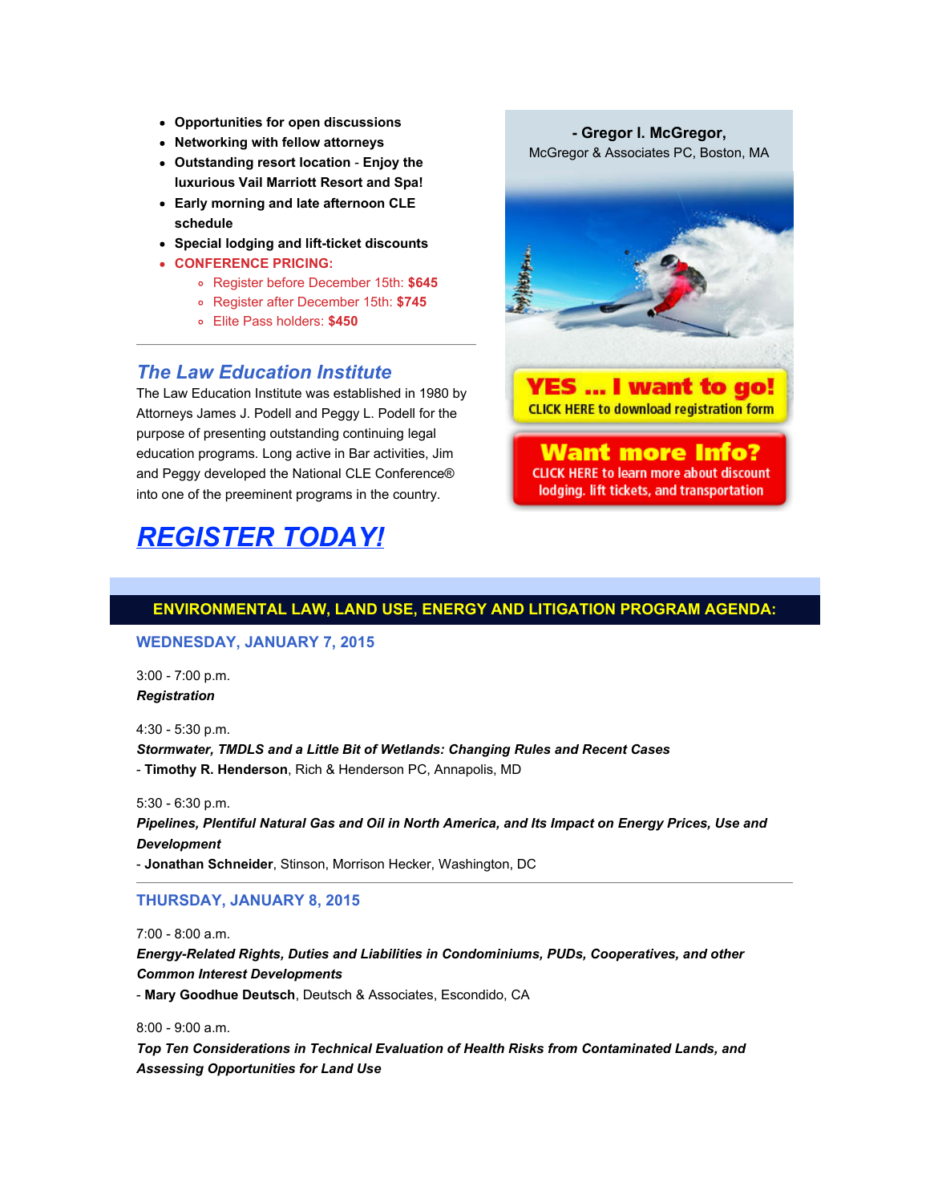- **Opportunities for open discussions**
- **Networking with fellow attorneys**
- **Outstanding resort location** - **Enjoy the luxurious Vail Marriott Resort and Spa!**
- **Early morning and late afternoon CLE schedule**
- **Special lodging and lift-ticket discounts**
- **CONFERENCE PRICING:**
  - Register before December 15th: **$645**
  - Register after December 15th: **$745**
  - Elite Pass holders: **$450**

- **Gregor I. McGregor**,
McGregor & Associates PC, Boston, MA

YES ... I want to go!
CLICK HERE to download registration form

Want more Info?
CLICK HERE to learn more about discount lodging. lift tickets, and transportation

---

## *The Law Education Institute*

The Law Education Institute was established in 1980 by Attorneys James J. Podell and Peggy L. Podell for the purpose of presenting outstanding continuing legal education programs. Long active in Bar activities, Jim and Peggy developed the National CLE Conference® into one of the preeminent programs in the country.

# *REGISTER TODAY!*

## ENVIRONMENTAL LAW, LAND USE, ENERGY AND LITIGATION PROGRAM AGENDA:

### WEDNESDAY, JANUARY 7, 2015

3:00 - 7:00 p.m.
***Registration***

4:30 - 5:30 p.m.
***Stormwater, TMDLS and a Little Bit of Wetlands: Changing Rules and Recent Cases***
- **Timothy R. Henderson**, Rich & Henderson PC, Annapolis, MD

5:30 - 6:30 p.m.
***Pipelines, Plentiful Natural Gas and Oil in North America, and Its Impact on Energy Prices, Use and Development***
- **Jonathan Schneider**, Stinson, Morrison Hecker, Washington, DC

---

### THURSDAY, JANUARY 8, 2015

7:00 - 8:00 a.m.
***Energy-Related Rights, Duties and Liabilities in Condominiums, PUDs, Cooperatives, and other Common Interest Developments***
- **Mary Goodhue Deutsch**, Deutsch & Associates, Escondido, CA

8:00 - 9:00 a.m.
***Top Ten Considerations in Technical Evaluation of Health Risks from Contaminated Lands, and Assessing Opportunities for Land Use***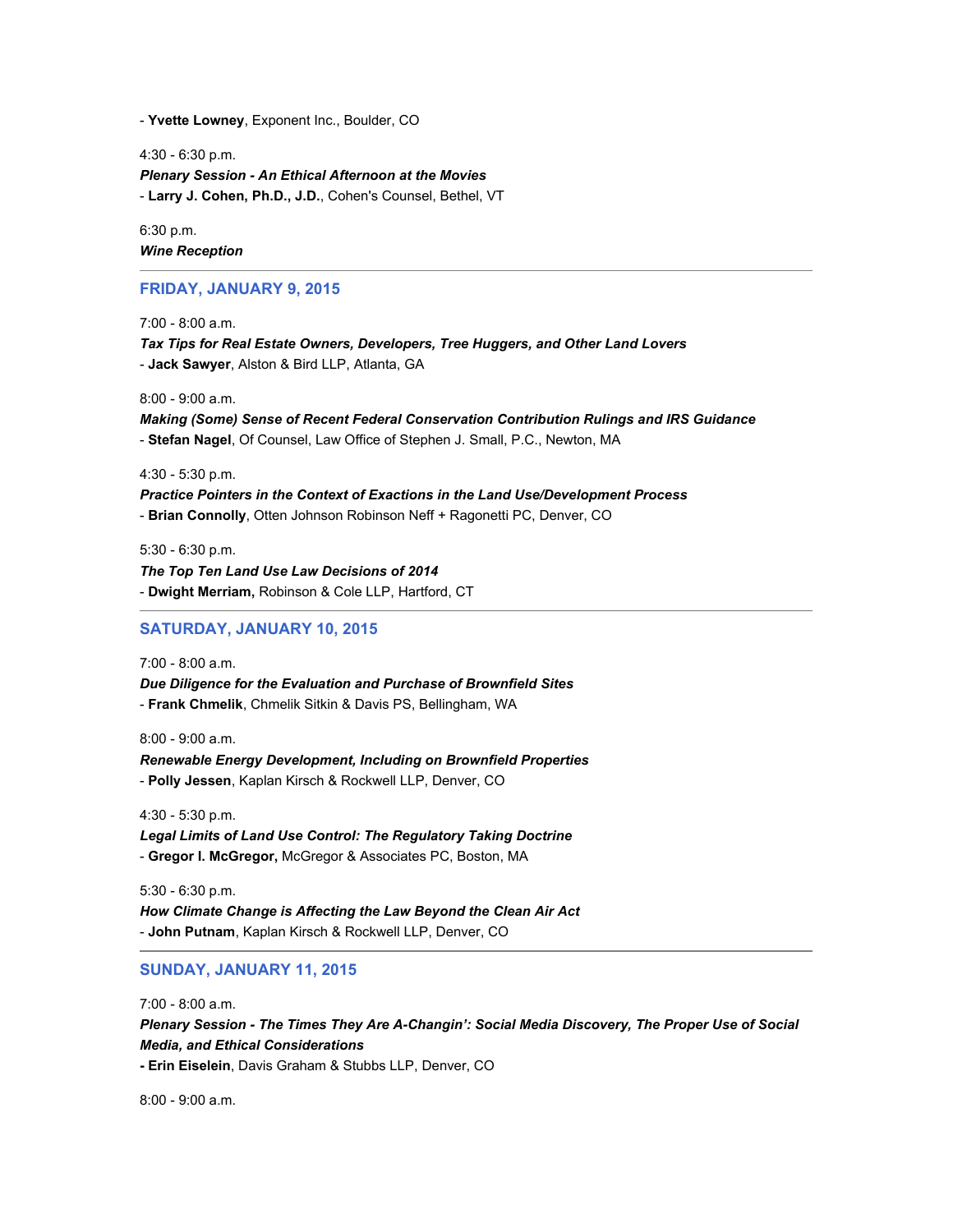- **Yvette Lowney**, Exponent Inc., Boulder, CO

4:30 - 6:30 p.m.
***Plenary Session - An Ethical Afternoon at the Movies***
- **Larry J. Cohen, Ph.D., J.D.**, Cohen's Counsel, Bethel, VT

6:30 p.m.
***Wine Reception***

---

## FRIDAY, JANUARY 9, 2015

7:00 - 8:00 a.m.
***Tax Tips for Real Estate Owners, Developers, Tree Huggers, and Other Land Lovers***
- **Jack Sawyer**, Alston & Bird LLP, Atlanta, GA

8:00 - 9:00 a.m.
***Making (Some) Sense of Recent Federal Conservation Contribution Rulings and IRS Guidance***
- **Stefan Nagel**, Of Counsel, Law Office of Stephen J. Small, P.C., Newton, MA

4:30 - 5:30 p.m.
***Practice Pointers in the Context of Exactions in the Land Use/Development Process***
- **Brian Connolly**, Otten Johnson Robinson Neff + Ragonetti PC, Denver, CO

5:30 - 6:30 p.m.
***The Top Ten Land Use Law Decisions of 2014***
- **Dwight Merriam,** Robinson & Cole LLP, Hartford, CT

---

## SATURDAY, JANUARY 10, 2015

7:00 - 8:00 a.m.
***Due Diligence for the Evaluation and Purchase of Brownfield Sites***
- **Frank Chmelik**, Chmelik Sitkin & Davis PS, Bellingham, WA

8:00 - 9:00 a.m.
***Renewable Energy Development, Including on Brownfield Properties***
- **Polly Jessen**, Kaplan Kirsch & Rockwell LLP, Denver, CO

4:30 - 5:30 p.m.
***Legal Limits of Land Use Control: The Regulatory Taking Doctrine***
- **Gregor I. McGregor,** McGregor & Associates PC, Boston, MA

5:30 - 6:30 p.m.
***How Climate Change is Affecting the Law Beyond the Clean Air Act***
- **John Putnam**, Kaplan Kirsch & Rockwell LLP, Denver, CO

---

## SUNDAY, JANUARY 11, 2015

7:00 - 8:00 a.m.
***Plenary Session - The Times They Are A-Changin': Social Media Discovery, The Proper Use of Social Media, and Ethical Considerations***
**- Erin Eiselein**, Davis Graham & Stubbs LLP, Denver, CO

8:00 - 9:00 a.m.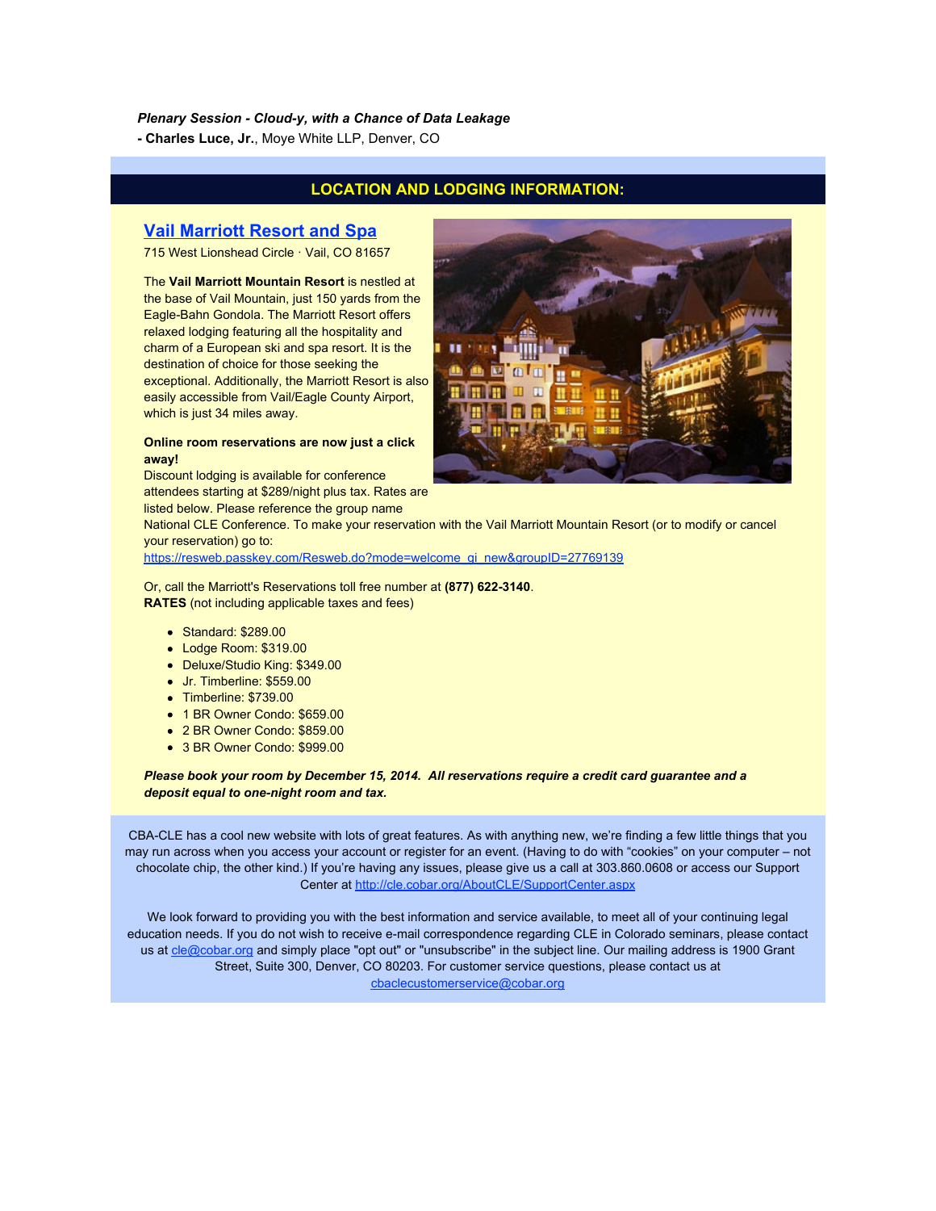***Plenary Session - Cloud-y, with a Chance of Data Leakage***

**- Charles Luce, Jr.**, Moye White LLP, Denver, CO

## LOCATION AND LODGING INFORMATION:

### [Vail Marriott Resort and Spa](#)

715 West Lionshead Circle · Vail, CO 81657

The **Vail Marriott Mountain Resort** is nestled at the base of Vail Mountain, just 150 yards from the Eagle-Bahn Gondola. The Marriott Resort offers relaxed lodging featuring all the hospitality and charm of a European ski and spa resort. It is the destination of choice for those seeking the exceptional. Additionally, the Marriott Resort is also easily accessible from Vail/Eagle County Airport, which is just 34 miles away.

**Online room reservations are now just a click away!**
Discount lodging is available for conference attendees starting at $289/night plus tax. Rates are listed below. Please reference the group name National CLE Conference. To make your reservation with the Vail Marriott Mountain Resort (or to modify or cancel your reservation) go to:
https://resweb.passkey.com/Resweb.do?mode=welcome_gi_new&groupID=27769139

Or, call the Marriott's Reservations toll free number at **(877) 622-3140**.
**RATES** (not including applicable taxes and fees)

- Standard: $289.00
- Lodge Room: $319.00
- Deluxe/Studio King: $349.00
- Jr. Timberline: $559.00
- Timberline: $739.00
- 1 BR Owner Condo: $659.00
- 2 BR Owner Condo: $859.00
- 3 BR Owner Condo: $999.00

***Please book your room by December 15, 2014. All reservations require a credit card guarantee and a deposit equal to one-night room and tax.***

CBA-CLE has a cool new website with lots of great features. As with anything new, we're finding a few little things that you may run across when you access your account or register for an event. (Having to do with "cookies" on your computer – not chocolate chip, the other kind.) If you're having any issues, please give us a call at 303.860.0608 or access our Support Center at http://cle.cobar.org/AboutCLE/SupportCenter.aspx

We look forward to providing you with the best information and service available, to meet all of your continuing legal education needs. If you do not wish to receive e-mail correspondence regarding CLE in Colorado seminars, please contact us at cle@cobar.org and simply place "opt out" or "unsubscribe" in the subject line. Our mailing address is 1900 Grant Street, Suite 300, Denver, CO 80203. For customer service questions, please contact us at cbaclecustomerservice@cobar.org